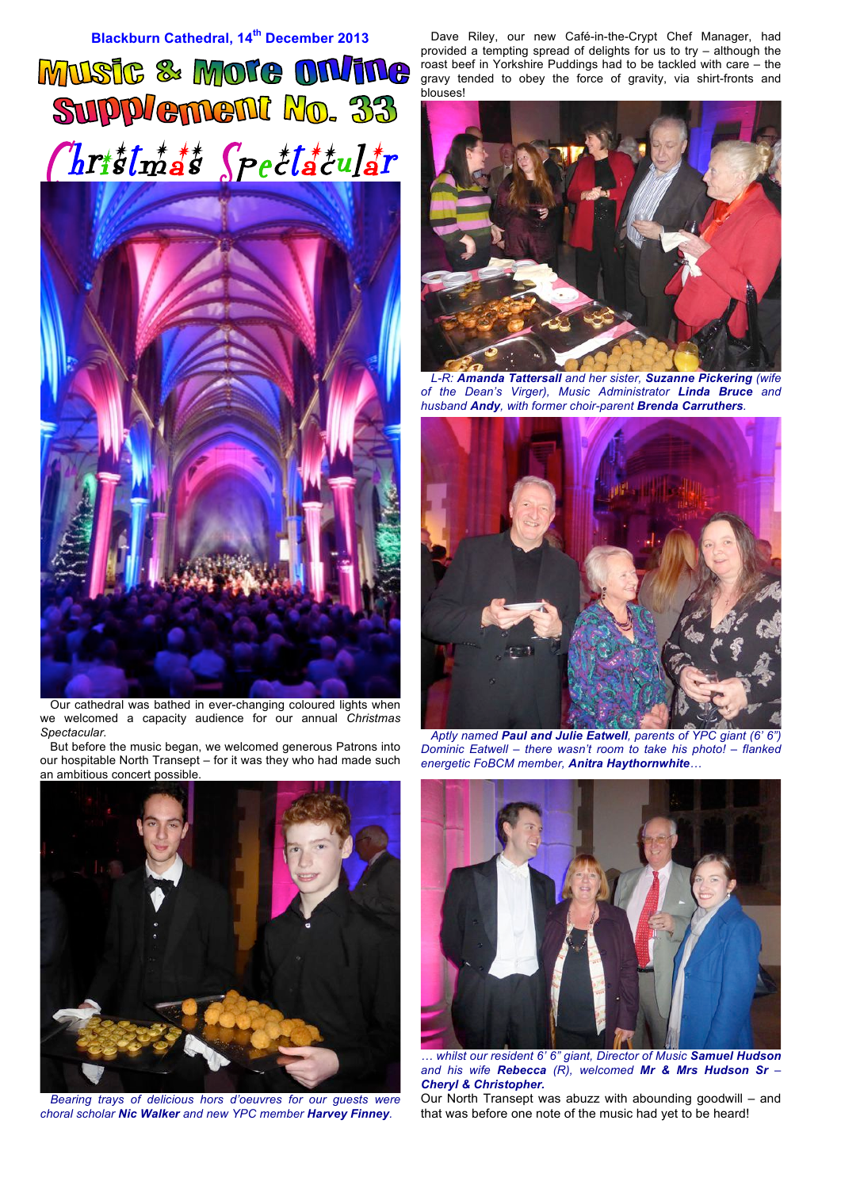Blackburn Cathedral, 14th December 2013

# Music & More Online Supplement No. 33

## Christmas Spectacular

Our cathedral was bathed in ever-changing coloured lights when we welcomed a capacity audience for our annual *Christmas Spectacular*.

But before the music began, we welcomed generous Patrons into our hospitable North Transept – for it was they who had made such an ambitious concert possible.

*Bearing trays of delicious hors d'oeuvres for our guests were choral scholar **Nic Walker** and new YPC member **Harvey Finney**.*

Dave Riley, our new Café-in-the-Crypt Chef Manager, had provided a tempting spread of delights for us to try – although the roast beef in Yorkshire Puddings had to be tackled with care – the gravy tended to obey the force of gravity, via shirt-fronts and blouses!

*L-R: **Amanda Tattersall** and her sister, **Suzanne Pickering** (wife of the Dean's Virger), Music Administrator **Linda Bruce** and husband **Andy**, with former choir-parent **Brenda Carruthers**.*

*Aptly named **Paul and Julie Eatwell**, parents of YPC giant (6' 6") Dominic Eatwell – there wasn't room to take his photo! – flanked energetic FoBCM member, **Anitra Haythornwhite**…*

*… whilst our resident 6' 6" giant, Director of Music **Samuel Hudson** and his wife **Rebecca** (R), welcomed **Mr & Mrs Hudson Sr** – **Cheryl & Christopher.***

Our North Transept was abuzz with abounding goodwill – and that was before one note of the music had yet to be heard!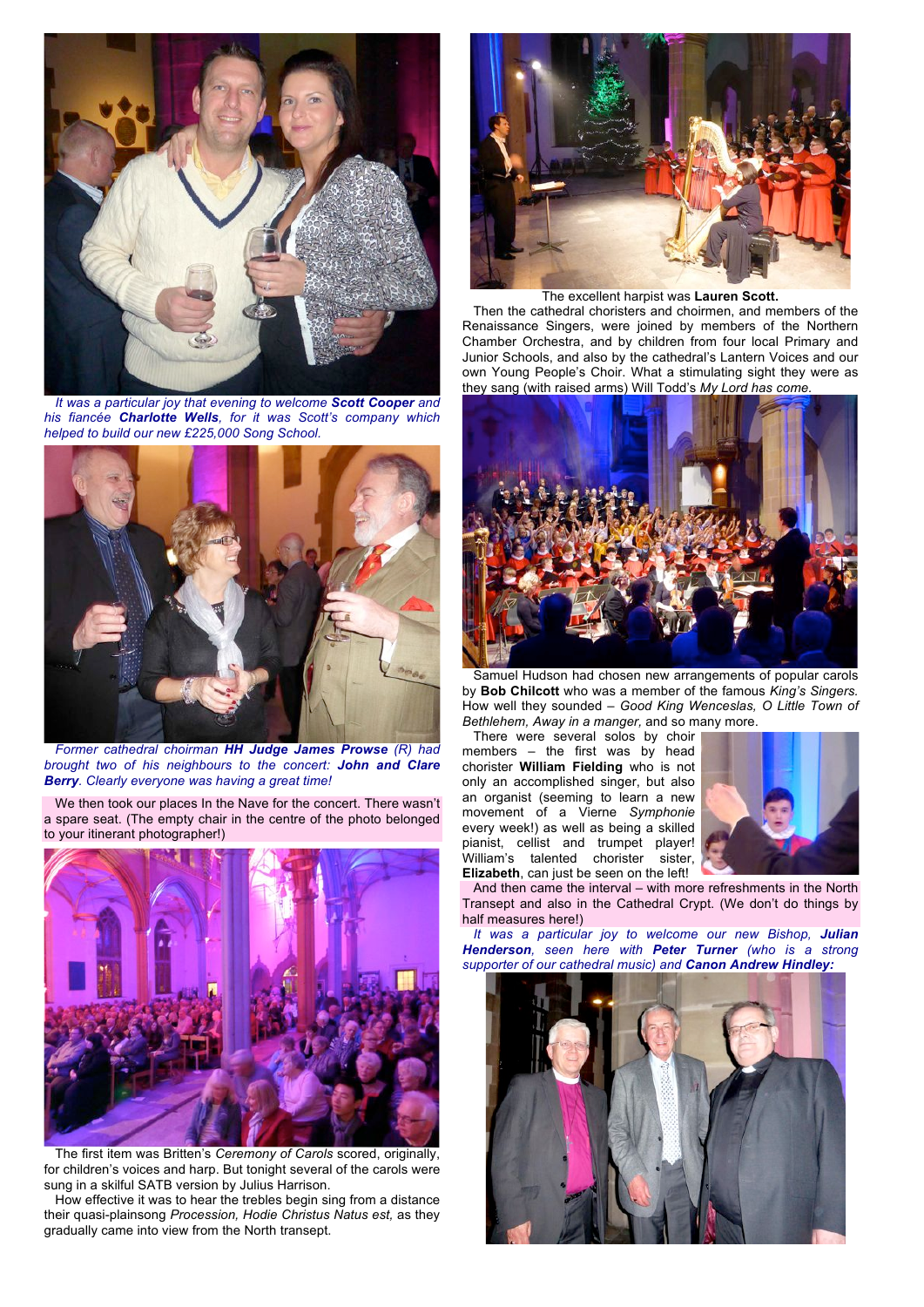*It was a particular joy that evening to welcome **Scott Cooper** and his fiancée **Charlotte Wells**, for it was Scott's company which helped to build our new £225,000 Song School.*

*Former cathedral choirman **HH Judge James Prowse** (R) had brought two of his neighbours to the concert: **John and Clare Berry**. Clearly everyone was having a great time!*

We then took our places In the Nave for the concert. There wasn't a spare seat. (The empty chair in the centre of the photo belonged to your itinerant photographer!)

The first item was Britten's *Ceremony of Carols* scored, originally, for children's voices and harp. But tonight several of the carols were sung in a skilful SATB version by Julius Harrison.

How effective it was to hear the trebles begin sing from a distance their quasi-plainsong *Procession, Hodie Christus Natus est,* as they gradually came into view from the North transept.

The excellent harpist was **Lauren Scott.**

Then the cathedral choristers and choirmen, and members of the Renaissance Singers, were joined by members of the Northern Chamber Orchestra, and by children from four local Primary and Junior Schools, and also by the cathedral's Lantern Voices and our own Young People's Choir. What a stimulating sight they were as they sang (with raised arms) Will Todd's *My Lord has come.*

Samuel Hudson had chosen new arrangements of popular carols by **Bob Chilcott** who was a member of the famous *King's Singers.* How well they sounded – *Good King Wenceslas, O Little Town of Bethlehem, Away in a manger,* and so many more.

There were several solos by choir members – the first was by head chorister **William Fielding** who is not only an accomplished singer, but also an organist (seeming to learn a new movement of a Vierne *Symphonie* every week!) as well as being a skilled pianist, cellist and trumpet player! William's talented chorister sister, **Elizabeth**, can just be seen on the left!

And then came the interval – with more refreshments in the North Transept and also in the Cathedral Crypt. (We don't do things by half measures here!)

*It was a particular joy to welcome our new Bishop, **Julian Henderson**, seen here with **Peter Turner** (who is a strong supporter of our cathedral music) and **Canon Andrew Hindley:***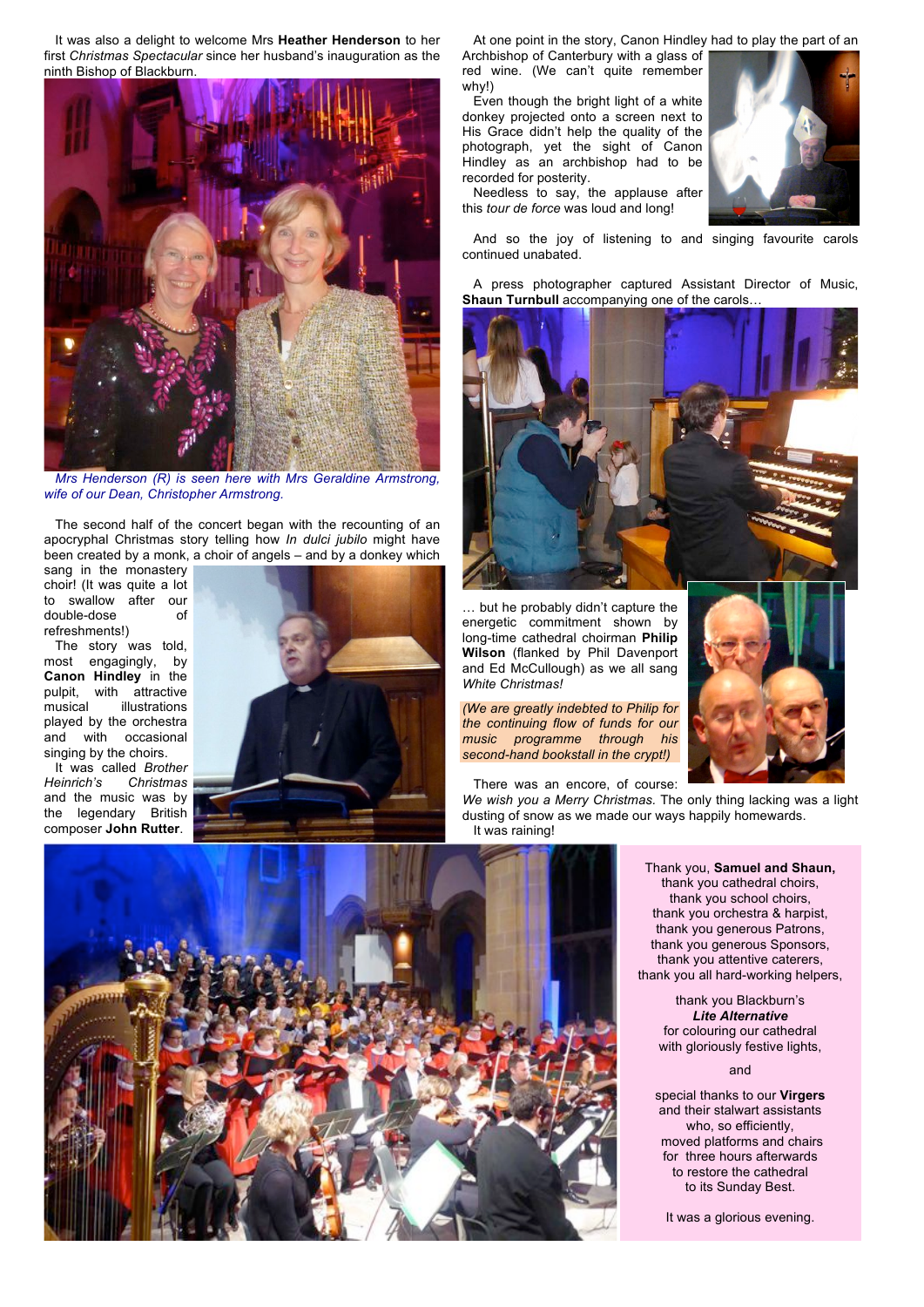It was also a delight to welcome Mrs **Heather Henderson** to her first *Christmas Spectacular* since her husband's inauguration as the ninth Bishop of Blackburn.

*Mrs Henderson (R) is seen here with Mrs Geraldine Armstrong, wife of our Dean, Christopher Armstrong.*

The second half of the concert began with the recounting of an apocryphal Christmas story telling how *In dulci jubilo* might have been created by a monk, a choir of angels – and by a donkey which sang in the monastery choir! (It was quite a lot to swallow after our double-dose of refreshments!)

The story was told, most engagingly, by **Canon Hindley** in the pulpit, with attractive musical illustrations played by the orchestra and with occasional singing by the choirs.

It was called *Brother Heinrich's Christmas* and the music was by the legendary British composer **John Rutter**.

At one point in the story, Canon Hindley had to play the part of an Archbishop of Canterbury with a glass of red wine. (We can't quite remember why!)

Even though the bright light of a white donkey projected onto a screen next to His Grace didn't help the quality of the photograph, yet the sight of Canon Hindley as an archbishop had to be recorded for posterity.

Needless to say, the applause after this *tour de force* was loud and long!

And so the joy of listening to and singing favourite carols continued unabated.

A press photographer captured Assistant Director of Music, **Shaun Turnbull** accompanying one of the carols…

… but he probably didn't capture the energetic commitment shown by long-time cathedral choirman **Philip Wilson** (flanked by Phil Davenport and Ed McCullough) as we all sang *White Christmas!*

*(We are greatly indebted to Philip for the continuing flow of funds for our music programme through his second-hand bookstall in the crypt!)*

There was an encore, of course: *We wish you a Merry Christmas*. The only thing lacking was a light dusting of snow as we made our ways happily homewards.

It was raining!

Thank you, **Samuel and Shaun,**
thank you cathedral choirs,
thank you school choirs,
thank you orchestra & harpist,
thank you generous Patrons,
thank you generous Sponsors,
thank you attentive caterers,
thank you all hard-working helpers,

thank you Blackburn's
***Lite Alternative***
for colouring our cathedral
with gloriously festive lights,

and

special thanks to our **Virgers**
and their stalwart assistants
who, so efficiently,
moved platforms and chairs
for three hours afterwards
to restore the cathedral
to its Sunday Best.

It was a glorious evening.